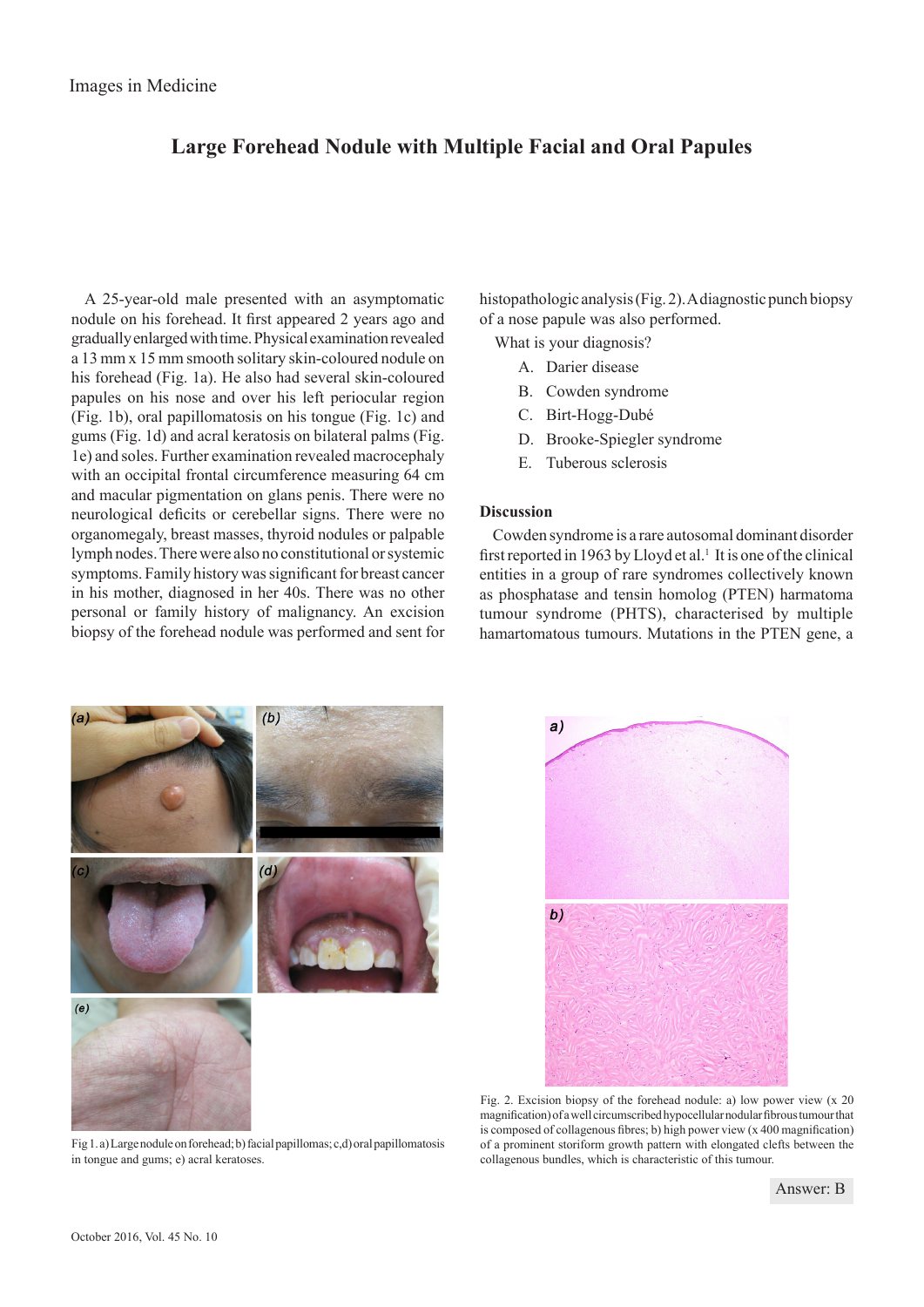Images in Medicine

# Large Forehead Nodule with Multiple Facial and Oral Papules

A 25-year-old male presented with an asymptomatic nodule on his forehead. It first appeared 2 years ago and gradually enlarged with time. Physical examination revealed a 13 mm x 15 mm smooth solitary skin-coloured nodule on his forehead (Fig. 1a). He also had several skin-coloured papules on his nose and over his left periocular region (Fig. 1b), oral papillomatosis on his tongue (Fig. 1c) and gums (Fig. 1d) and acral keratosis on bilateral palms (Fig. 1e) and soles. Further examination revealed macrocephaly with an occipital frontal circumference measuring 64 cm and macular pigmentation on glans penis. There were no neurological deficits or cerebellar signs. There were no organomegaly, breast masses, thyroid nodules or palpable lymph nodes. There were also no constitutional or systemic symptoms. Family history was significant for breast cancer in his mother, diagnosed in her 40s. There was no other personal or family history of malignancy. An excision biopsy of the forehead nodule was performed and sent for histopathologic analysis (Fig. 2). A diagnostic punch biopsy of a nose papule was also performed.

What is your diagnosis?

A. Darier disease
B. Cowden syndrome
C. Birt-Hogg-Dubé
D. Brooke-Spiegler syndrome
E. Tuberous sclerosis

Fig 1. a) Large nodule on forehead; b) facial papillomas; c,d) oral papillomatosis in tongue and gums; e) acral keratoses.

Fig. 2. Excision biopsy of the forehead nodule: a) low power view (x 20 magnification) of a well circumscribed hypocellular nodular fibrous tumour that is composed of collagenous fibres; b) high power view (x 400 magnification) of a prominent storiform growth pattern with elongated clefts between the collagenous bundles, which is characteristic of this tumour.

Answer: B

### Discussion

Cowden syndrome is a rare autosomal dominant disorder first reported in 1963 by Lloyd et al.[1] It is one of the clinical entities in a group of rare syndromes collectively known as phosphatase and tensin homolog (PTEN) harmatoma tumour syndrome (PHTS), characterised by multiple hamartomatous tumours. Mutations in the PTEN gene, a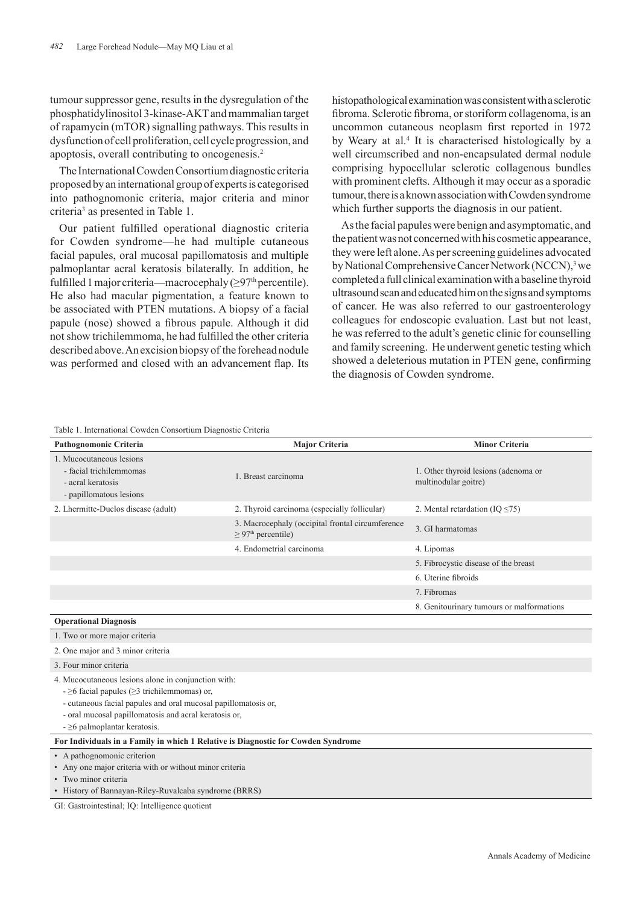tumour suppressor gene, results in the dysregulation of the phosphatidylinositol 3-kinase-AKT and mammalian target of rapamycin (mTOR) signalling pathways. This results in dysfunction of cell proliferation, cell cycle progression, and apoptosis, overall contributing to oncogenesis.[2]

The International Cowden Consortium diagnostic criteria proposed by an international group of experts is categorised into pathognomonic criteria, major criteria and minor criteria[3] as presented in Table 1.

Our patient fulfilled operational diagnostic criteria for Cowden syndrome—he had multiple cutaneous facial papules, oral mucosal papillomatosis and multiple palmoplantar acral keratosis bilaterally. In addition, he fulfilled 1 major criteria—macrocephaly ($\geq 97^{th}$ percentile). He also had macular pigmentation, a feature known to be associated with PTEN mutations. A biopsy of a facial papule (nose) showed a fibrous papule. Although it did not show trichilemmoma, he had fulfilled the other criteria described above. An excision biopsy of the forehead nodule was performed and closed with an advancement flap. Its histopathological examination was consistent with a sclerotic fibroma. Sclerotic fibroma, or storiform collagenoma, is an uncommon cutaneous neoplasm first reported in 1972 by Weary at al.[4] It is characterised histologically by a well circumscribed and non-encapsulated dermal nodule comprising hypocellular sclerotic collagenous bundles with prominent clefts. Although it may occur as a sporadic tumour, there is a known association with Cowden syndrome which further supports the diagnosis in our patient.

As the facial papules were benign and asymptomatic, and the patient was not concerned with his cosmetic appearance, they were left alone. As per screening guidelines advocated by National Comprehensive Cancer Network (NCCN),[3] we completed a full clinical examination with a baseline thyroid ultrasound scan and educated him on the signs and symptoms of cancer. He was also referred to our gastroenterology colleagues for endoscopic evaluation. Last but not least, he was referred to the adult's genetic clinic for counselling and family screening. He underwent genetic testing which showed a deleterious mutation in PTEN gene, confirming the diagnosis of Cowden syndrome.

Table 1. International Cowden Consortium Diagnostic Criteria

| Pathognomonic Criteria | Major Criteria | Minor Criteria |
|---|---|---|
| 1. Mucocutaneous lesions<br>- facial trichilemmomas<br>- acral keratosis<br>- papillomatous lesions | 1. Breast carcinoma | 1. Other thyroid lesions (adenoma or multinodular goitre) |
| 2. Lhermitte-Duclos disease (adult) | 2. Thyroid carcinoma (especially follicular) | 2. Mental retardation (IQ ≤75) |
| | 3. Macrocephaly (occipital frontal circumference $\geq 97^{th}$ percentile) | 3. GI harmatomas |
| | 4. Endometrial carcinoma | 4. Lipomas |
| | | 5. Fibrocystic disease of the breast |
| | | 6. Uterine fibroids |
| | | 7. Fibromas |
| | | 8. Genitourinary tumours or malformations |
| **Operational Diagnosis** | | |
| 1. Two or more major criteria | | |
| 2. One major and 3 minor criteria | | |
| 3. Four minor criteria | | |
| 4. Mucocutaneous lesions alone in conjunction with:<br>- ≥6 facial papules (≥3 trichilemmomas) or,<br>- cutaneous facial papules and oral mucosal papillomatosis or,<br>- oral mucosal papillomatosis and acral keratosis or,<br>- ≥6 palmoplantar keratosis. | | |
| **For Individuals in a Family in which 1 Relative is Diagnostic for Cowden Syndrome** | | |
| • A pathognomonic criterion<br>• Any one major criteria with or without minor criteria<br>• Two minor criteria<br>• History of Bannayan-Riley-Ruvalcaba syndrome (BRRS) | | |

GI: Gastrointestinal; IQ: Intelligence quotient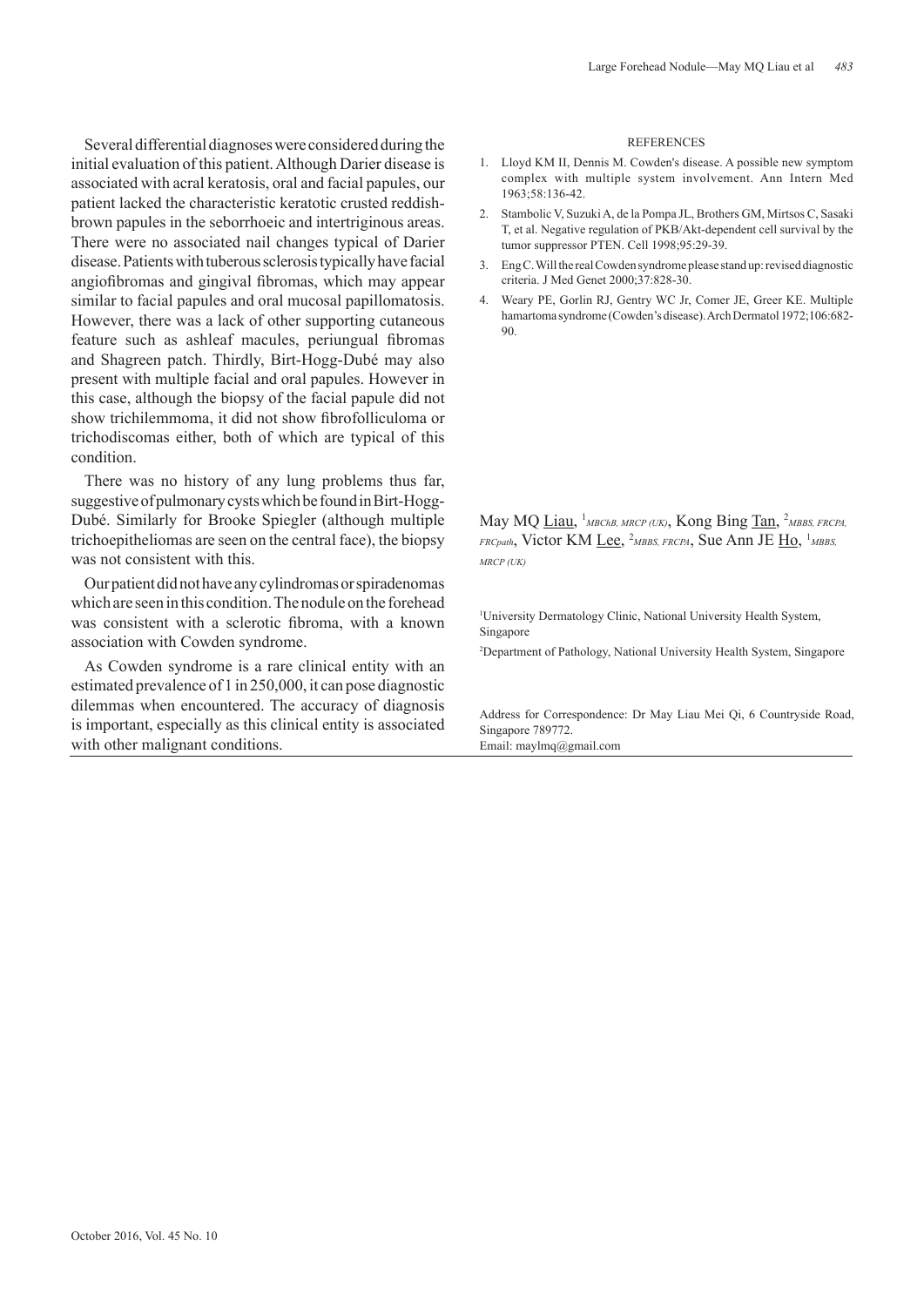Several differential diagnoses were considered during the initial evaluation of this patient. Although Darier disease is associated with acral keratosis, oral and facial papules, our patient lacked the characteristic keratotic crusted reddish-brown papules in the seborrhoeic and intertriginous areas. There were no associated nail changes typical of Darier disease. Patients with tuberous sclerosis typically have facial angiofibromas and gingival fibromas, which may appear similar to facial papules and oral mucosal papillomatosis. However, there was a lack of other supporting cutaneous feature such as ashleaf macules, periungual fibromas and Shagreen patch. Thirdly, Birt-Hogg-Dubé may also present with multiple facial and oral papules. However in this case, although the biopsy of the facial papule did not show trichilemmoma, it did not show fibrofolliculoma or trichodiscomas either, both of which are typical of this condition.

There was no history of any lung problems thus far, suggestive of pulmonary cysts which be found in Birt-Hogg-Dubé. Similarly for Brooke Spiegler (although multiple trichoepitheliomas are seen on the central face), the biopsy was not consistent with this.

Our patient did not have any cylindromas or spiradenomas which are seen in this condition. The nodule on the forehead was consistent with a sclerotic fibroma, with a known association with Cowden syndrome.

As Cowden syndrome is a rare clinical entity with an estimated prevalence of 1 in 250,000, it can pose diagnostic dilemmas when encountered. The accuracy of diagnosis is important, especially as this clinical entity is associated with other malignant conditions.

## REFERENCES

1. Lloyd KM II, Dennis M. Cowden's disease. A possible new symptom complex with multiple system involvement. Ann Intern Med 1963;58:136-42.
2. Stambolic V, Suzuki A, de la Pompa JL, Brothers GM, Mirtsos C, Sasaki T, et al. Negative regulation of PKB/Akt-dependent cell survival by the tumor suppressor PTEN. Cell 1998;95:29-39.
3. Eng C. Will the real Cowden syndrome please stand up: revised diagnostic criteria. J Med Genet 2000;37:828-30.
4. Weary PE, Gorlin RJ, Gentry WC Jr, Comer JE, Greer KE. Multiple hamartoma syndrome (Cowden's disease). Arch Dermatol 1972;106:682-90.

May MQ Liau, [1] *MBChB, MRCP (UK)*, Kong Bing Tan, [2] *MBBS, FRCPA, FRCPath*, Victor KM Lee, [2] *MBBS, FRCPA*, Sue Ann JE Ho, [1] *MBBS, MRCP (UK)*

[1] University Dermatology Clinic, National University Health System, Singapore

[2] Department of Pathology, National University Health System, Singapore

Address for Correspondence: Dr May Liau Mei Qi, 6 Countryside Road, Singapore 789772.
Email: maylmq@gmail.com